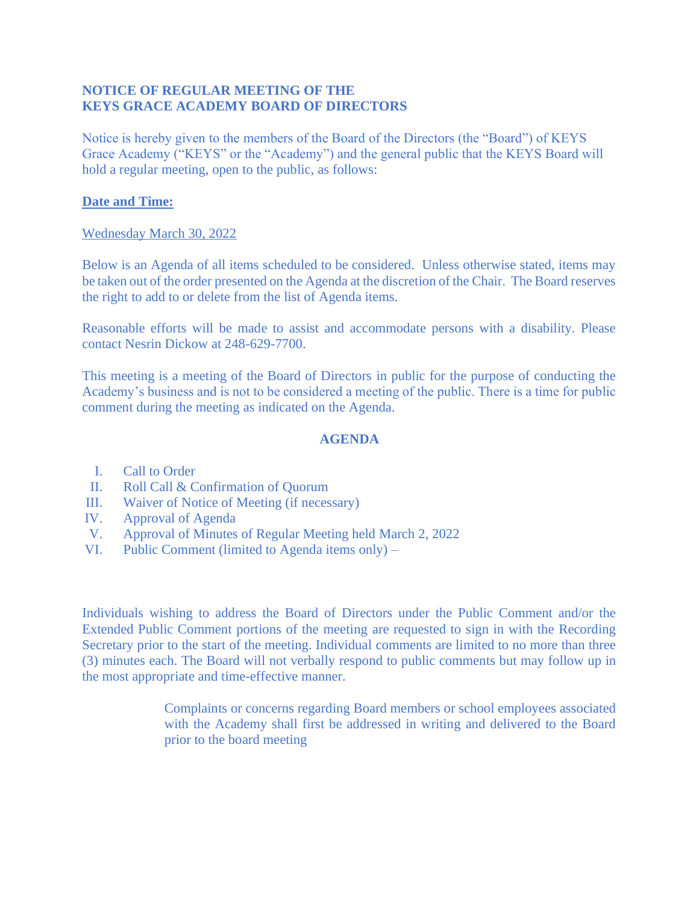**NOTICE OF REGULAR MEETING OF THE**
**KEYS GRACE ACADEMY BOARD OF DIRECTORS**

Notice is hereby given to the members of the Board of the Directors (the "Board") of KEYS Grace Academy ("KEYS" or the "Academy") and the general public that the KEYS Board will hold a regular meeting, open to the public, as follows:

**Date and Time:**

Wednesday March 30, 2022

Below is an Agenda of all items scheduled to be considered. Unless otherwise stated, items may be taken out of the order presented on the Agenda at the discretion of the Chair. The Board reserves the right to add to or delete from the list of Agenda items.

Reasonable efforts will be made to assist and accommodate persons with a disability. Please contact Nesrin Dickow at 248-629-7700.

This meeting is a meeting of the Board of Directors in public for the purpose of conducting the Academy's business and is not to be considered a meeting of the public. There is a time for public comment during the meeting as indicated on the Agenda.

**AGENDA**

I. Call to Order
II. Roll Call & Confirmation of Quorum
III. Waiver of Notice of Meeting (if necessary)
IV. Approval of Agenda
V. Approval of Minutes of Regular Meeting held March 2, 2022
VI. Public Comment (limited to Agenda items only) –

Individuals wishing to address the Board of Directors under the Public Comment and/or the Extended Public Comment portions of the meeting are requested to sign in with the Recording Secretary prior to the start of the meeting. Individual comments are limited to no more than three (3) minutes each. The Board will not verbally respond to public comments but may follow up in the most appropriate and time-effective manner.

> Complaints or concerns regarding Board members or school employees associated with the Academy shall first be addressed in writing and delivered to the Board prior to the board meeting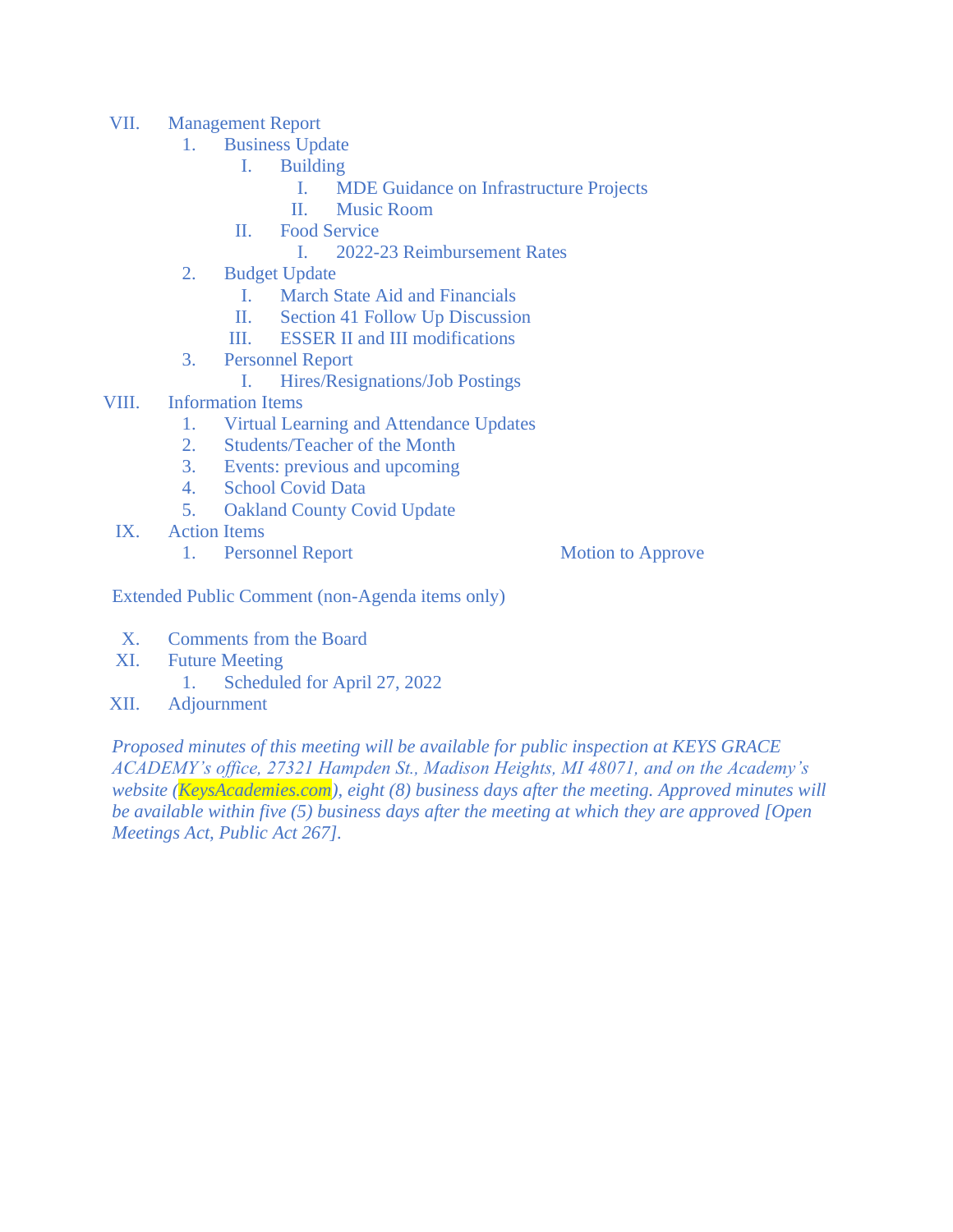VII. Management Report
   1. Business Update
      I. Building
         I. MDE Guidance on Infrastructure Projects
         II. Music Room
      II. Food Service
         I. 2022-23 Reimbursement Rates
   2. Budget Update
      I. March State Aid and Financials
      II. Section 41 Follow Up Discussion
      III. ESSER II and III modifications
   3. Personnel Report
      I. Hires/Resignations/Job Postings

VIII. Information Items
   1. Virtual Learning and Attendance Updates
   2. Students/Teacher of the Month
   3. Events: previous and upcoming
   4. School Covid Data
   5. Oakland County Covid Update

IX. Action Items
   1. Personnel Report — Motion to Approve

Extended Public Comment (non-Agenda items only)

X. Comments from the Board

XI. Future Meeting
   1. Scheduled for April 27, 2022

XII. Adjournment

*Proposed minutes of this meeting will be available for public inspection at KEYS GRACE ACADEMY's office, 27321 Hampden St., Madison Heights, MI 48071, and on the Academy's website (KeysAcademies.com), eight (8) business days after the meeting. Approved minutes will be available within five (5) business days after the meeting at which they are approved [Open Meetings Act, Public Act 267].*